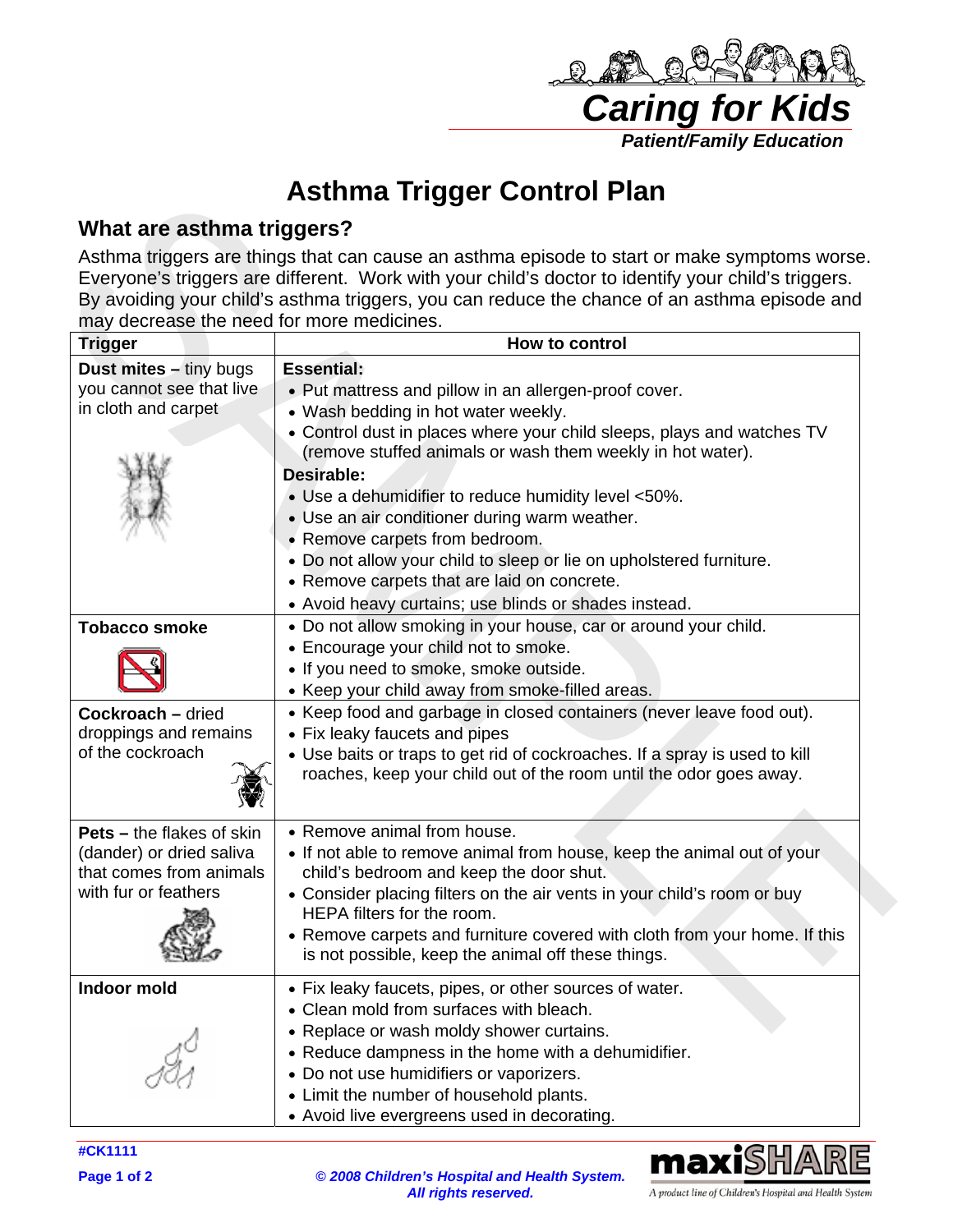# Asthma Trigger Control Plan

## What are asthma triggers?

Asthma triggers are things that can cause an asthma episode to start or make symptoms worse. Everyone's triggers are different. Work with your child's doctor to identify your child's triggers. By avoiding your child's asthma triggers, you can reduce the chance of an asthma episode and may decrease the need for more medicines.

| Trigger | How to control |
|---|---|
| **Dust mites –** tiny bugs you cannot see that live in cloth and carpet | **Essential:**<br>• Put mattress and pillow in an allergen-proof cover.<br>• Wash bedding in hot water weekly.<br>• Control dust in places where your child sleeps, plays and watches TV (remove stuffed animals or wash them weekly in hot water).<br>**Desirable:**<br>• Use a dehumidifier to reduce humidity level <50%.<br>• Use an air conditioner during warm weather.<br>• Remove carpets from bedroom.<br>• Do not allow your child to sleep or lie on upholstered furniture.<br>• Remove carpets that are laid on concrete.<br>• Avoid heavy curtains; use blinds or shades instead. |
| **Tobacco smoke** | • Do not allow smoking in your house, car or around your child.<br>• Encourage your child not to smoke.<br>• If you need to smoke, smoke outside.<br>• Keep your child away from smoke-filled areas. |
| **Cockroach –** dried droppings and remains of the cockroach | • Keep food and garbage in closed containers (never leave food out).<br>• Fix leaky faucets and pipes<br>• Use baits or traps to get rid of cockroaches. If a spray is used to kill roaches, keep your child out of the room until the odor goes away. |
| **Pets –** the flakes of skin (dander) or dried saliva that comes from animals with fur or feathers | • Remove animal from house.<br>• If not able to remove animal from house, keep the animal out of your child's bedroom and keep the door shut.<br>• Consider placing filters on the air vents in your child's room or buy HEPA filters for the room.<br>• Remove carpets and furniture covered with cloth from your home. If this is not possible, keep the animal off these things. |
| **Indoor mold** | • Fix leaky faucets, pipes, or other sources of water.<br>• Clean mold from surfaces with bleach.<br>• Replace or wash moldy shower curtains.<br>• Reduce dampness in the home with a dehumidifier.<br>• Do not use humidifiers or vaporizers.<br>• Limit the number of household plants.<br>• Avoid live evergreens used in decorating. |

#CK1111

*© 2008 Children's Hospital and Health System. All rights reserved.*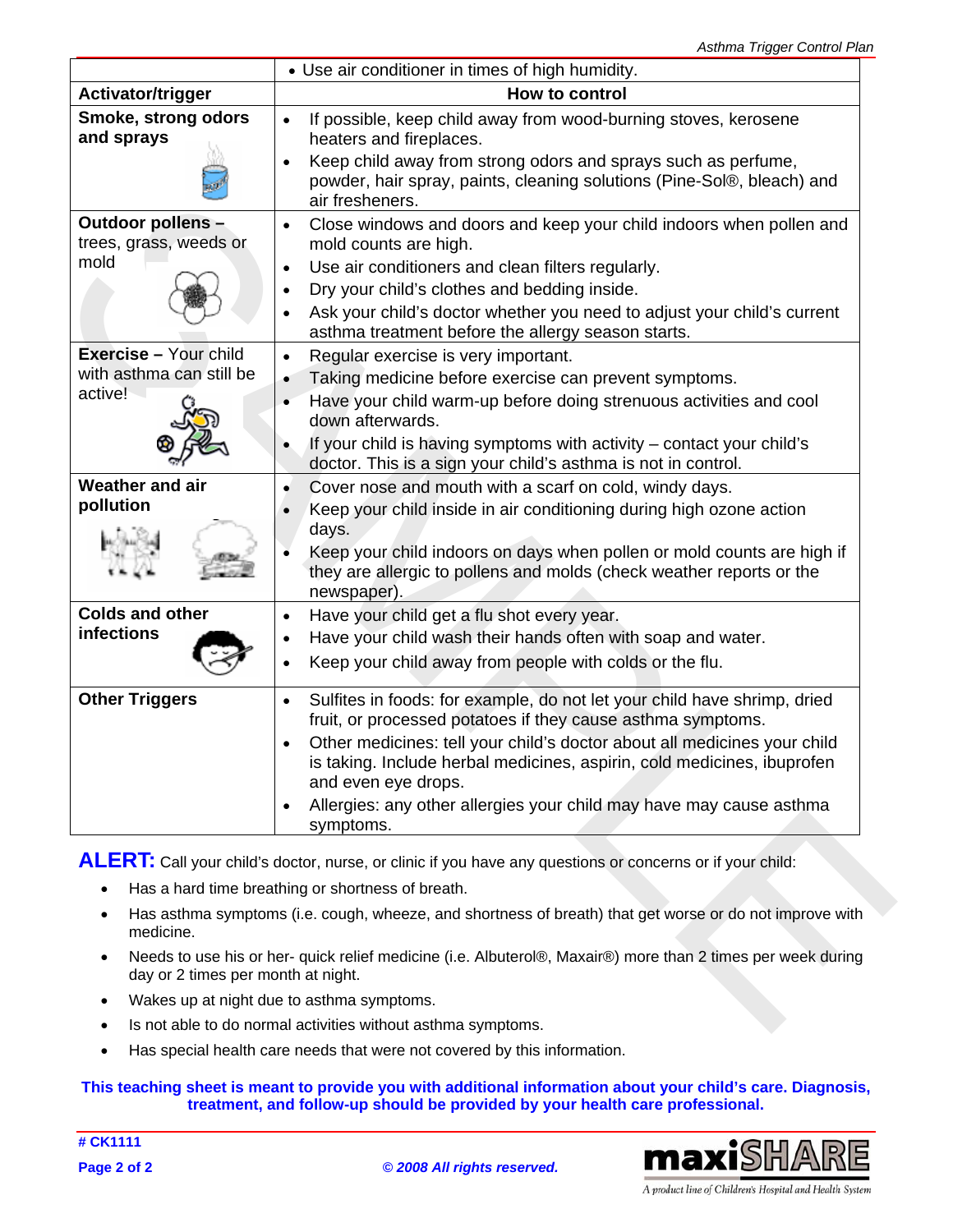| | • Use air conditioner in times of high humidity. |
|---|---|
| **Activator/trigger** | **How to control** |
| **Smoke, strong odors and sprays** | • If possible, keep child away from wood-burning stoves, kerosene heaters and fireplaces.<br>• Keep child away from strong odors and sprays such as perfume, powder, hair spray, paints, cleaning solutions (Pine-Sol®, bleach) and air fresheners. |
| **Outdoor pollens –** trees, grass, weeds or mold | • Close windows and doors and keep your child indoors when pollen and mold counts are high.<br>• Use air conditioners and clean filters regularly.<br>• Dry your child's clothes and bedding inside.<br>• Ask your child's doctor whether you need to adjust your child's current asthma treatment before the allergy season starts. |
| **Exercise –** Your child with asthma can still be active! | • Regular exercise is very important.<br>• Taking medicine before exercise can prevent symptoms.<br>• Have your child warm-up before doing strenuous activities and cool down afterwards.<br>• If your child is having symptoms with activity – contact your child's doctor. This is a sign your child's asthma is not in control. |
| **Weather and air pollution** | • Cover nose and mouth with a scarf on cold, windy days.<br>• Keep your child inside in air conditioning during high ozone action days.<br>• Keep your child indoors on days when pollen or mold counts are high if they are allergic to pollens and molds (check weather reports or the newspaper). |
| **Colds and other infections** | • Have your child get a flu shot every year.<br>• Have your child wash their hands often with soap and water.<br>• Keep your child away from people with colds or the flu. |
| **Other Triggers** | • Sulfites in foods: for example, do not let your child have shrimp, dried fruit, or processed potatoes if they cause asthma symptoms.<br>• Other medicines: tell your child's doctor about all medicines your child is taking. Include herbal medicines, aspirin, cold medicines, ibuprofen and even eye drops.<br>• Allergies: any other allergies your child may have may cause asthma symptoms. |

**ALERT:** Call your child's doctor, nurse, or clinic if you have any questions or concerns or if your child:

- Has a hard time breathing or shortness of breath.
- Has asthma symptoms (i.e. cough, wheeze, and shortness of breath) that get worse or do not improve with medicine.
- Needs to use his or her- quick relief medicine (i.e. Albuterol®, Maxair®) more than 2 times per week during day or 2 times per month at night.
- Wakes up at night due to asthma symptoms.
- Is not able to do normal activities without asthma symptoms.
- Has special health care needs that were not covered by this information.

**This teaching sheet is meant to provide you with additional information about your child's care. Diagnosis, treatment, and follow-up should be provided by your health care professional.**

**# CK1111**

***© 2008 All rights reserved.***

maxiSHARE
*A product line of Children's Hospital and Health System*